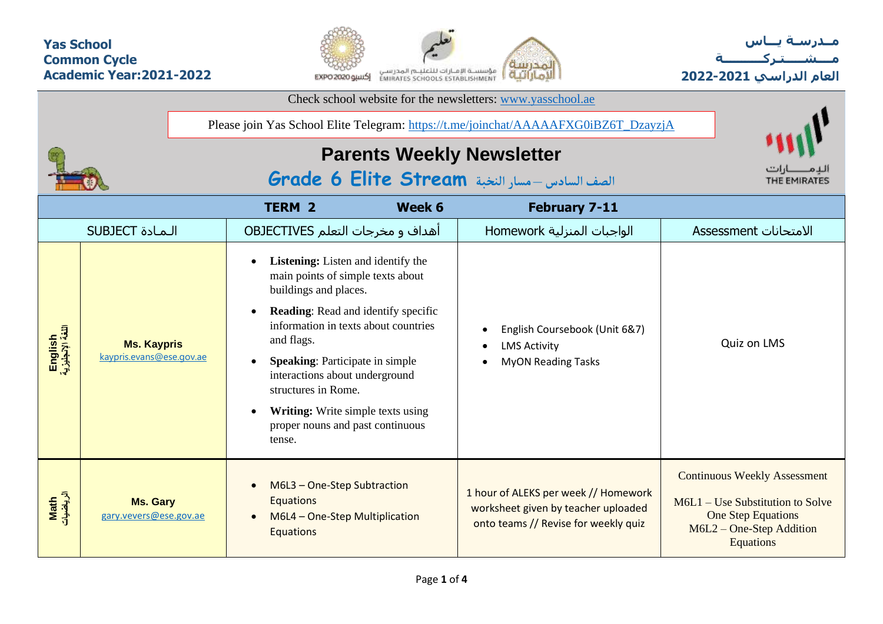**Yas School**
**Common Cycle**
**Academic Year:2021-2022**

**مـدرسـة يــاس**
**مــشــتــركـــة**
**العام الدراسي 2021-2022**

Check school website for the newsletters: www.yasschool.ae

Please join Yas School Elite Telegram: https://t.me/joinchat/AAAAAFXG0iBZ6T_DzayzjA

# Parents Weekly Newsletter

## Grade 6 Elite Stream الصف السادس – مسار النخبة

| TERM 2 | | Week 6 | February 7-11 | |
|---|---|---|---|---|
| SUBJECT الـمـادة | | OBJECTIVES أهداف و مخرجات التعلم | Homework الواجبات المنزلية | Assessment الامتحانات |
| English اللغة الإنجليزية | **Ms. Kaypris** kaypris.evans@ese.gov.ae | • **Listening:** Listen and identify the main points of simple texts about buildings and places.<br>• **Reading**: Read and identify specific information in texts about countries and flags.<br>• **Speaking**: Participate in simple interactions about underground structures in Rome.<br>• **Writing:** Write simple texts using proper nouns and past continuous tense. | • English Coursebook (Unit 6&7)<br>• LMS Activity<br>• MyON Reading Tasks | Quiz on LMS |
| Math الرياضيات | **Ms. Gary** gary.vevers@ese.gov.ae | • M6L3 – One-Step Subtraction Equations<br>• M6L4 – One-Step Multiplication Equations | 1 hour of ALEKS per week // Homework worksheet given by teacher uploaded onto teams // Revise for weekly quiz | Continuous Weekly Assessment<br>M6L1 – Use Substitution to Solve One Step Equations<br>M6L2 – One-Step Addition Equations |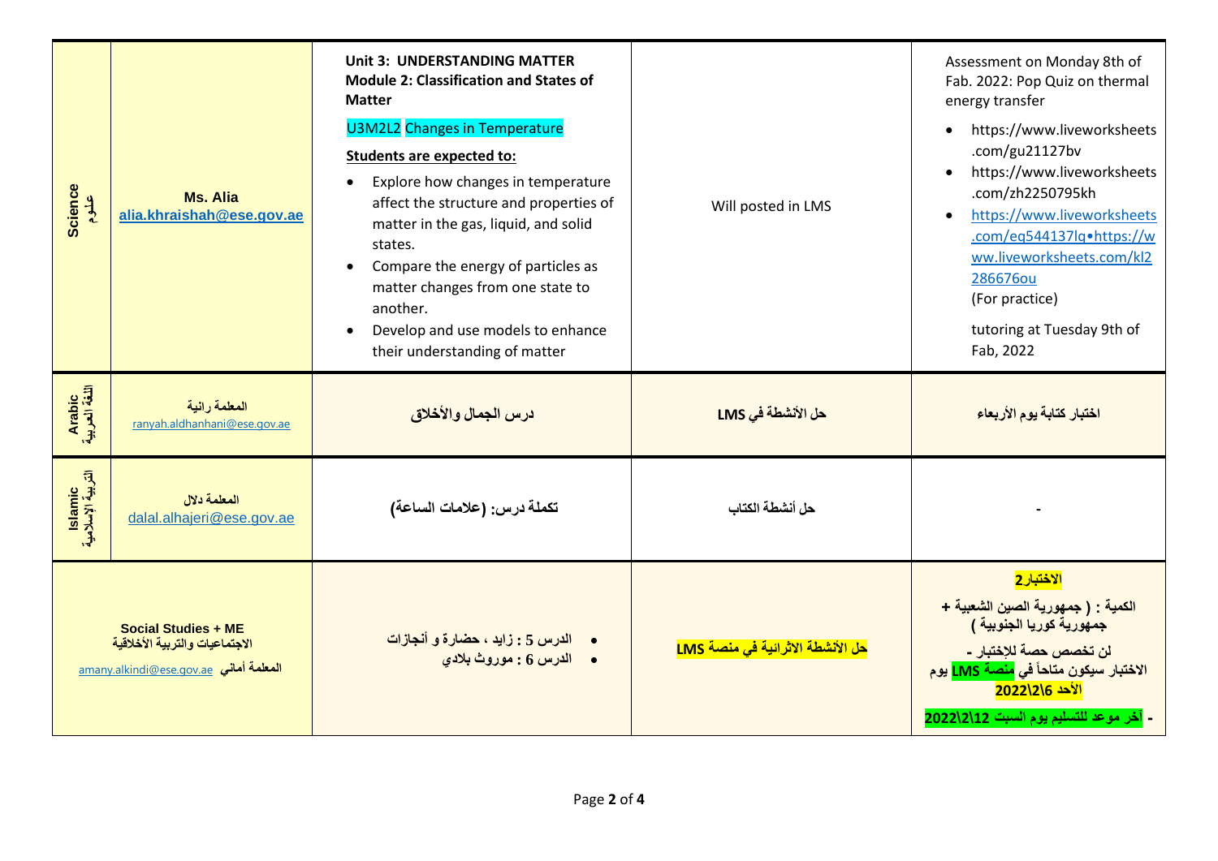| Science علوم | Ms. Alia alia.khraishah@ese.gov.ae | **Unit 3: UNDERSTANDING MATTER Module 2: Classification and States of Matter**<br><br>U3M2L2 Changes in Temperature<br><br>**Students are expected to:**<br>• Explore how changes in temperature affect the structure and properties of matter in the gas, liquid, and solid states.<br>• Compare the energy of particles as matter changes from one state to another.<br>• Develop and use models to enhance their understanding of matter | Will posted in LMS | Assessment on Monday 8th of Fab. 2022: Pop Quiz on thermal energy transfer<br>• https://www.liveworksheets.com/gu21127bv<br>• https://www.liveworksheets.com/zh2250795kh<br>• https://www.liveworksheets.com/eq544137lq•https://www.liveworksheets.com/kl2286676ou<br>(For practice)<br><br>tutoring at Tuesday 9th of Fab, 2022 |
|---|---|---|---|---|
| Arabic اللغة العربية | المعلمة رانية ranyah.aldhanhani@ese.gov.ae | درس الجمال والأخلاق | حل الأنشطة في LMS | اختبار كتابة يوم الأربعاء |
| Islamic التربية الإسلامية | المعلمة دلال dalal.alhajeri@ese.gov.ae | تكملة درس: (علامات الساعة) | حل أنشطة الكتاب | - |
| Social Studies + ME الاجتماعيات والتربية الأخلاقية المعلمة أماني amany.alkindi@ese.gov.ae | | • الدرس 5 : زايد ، حضارة و أنجازات<br>• الدرس 6 : موروث بلادي | حل الأنشطة الاثرائية في منصة LMS | **الاختبار2**<br>**الكمية : ( جمهورية الصين الشعبية + جمهورية كوريا الجنوبية )**<br>**- لن تخصص حصة للاختبار**<br>**الاختبار سيكون متاحاً في منصة LMS يوم الأحد 2022\2\6**<br>**- أخر موعد للتسليم يوم السبت 2022\2\12** |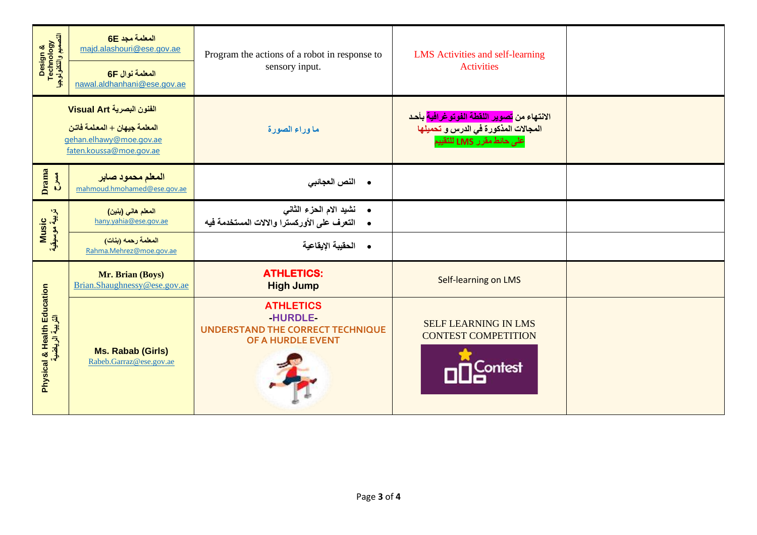| | | | | |
|---|---|---|---|---|
| Design & Technology التصميم والتكنولوجيا | المعلمة مجد 6E majd.alashouri@ese.gov.ae | Program the actions of a robot in response to sensory input. | LMS Activities and self-learning Activities | |
| | المعلمة نوال 6F nawal.aldhanhani@ese.gov.ae | | | |
| الفنون البصرية Visual Art المعلمة جيهان + المعلمة فاتن gehan.elhawy@moe.gov.ae faten.koussa@moe.gov.ae | | ما وراء الصورة | الانتهاء من تصوير اللقطة الفوتوغرافية بأحد المجالات المذكورة في الدرس و تحميلها على حائط مقرر LMS للتقييم | |
| Drama مسرح | المعلم محمود صابر mahmoud.hmohamed@ese.gov.ae | • النص العجائبي | | |
| Music تربية موسيقية | المعلم هاني (بنين) hany.yahia@ese.gov.ae | • نشيد الام الجزء الثاني<br>• التعرف على الأوركسترا والالات المستخدمة فيه | | |
| | المعلمة رحمه (بنات) Rahma.Mehrez@moe.gov.ae | • الحقيبة الإيقاعية | | |
| Physical & Health Education التربية الرياضية | Mr. Brian (Boys) Brian.Shaughnessy@ese.gov.ae | **ATHLETICS:** **High Jump** | Self-learning on LMS | |
| | **Ms. Rabab (Girls)** Rabeb.Garraz@ese.gov.ae | **ATHLETICS** **-HURDLE-** **UNDERSTAND THE CORRECT TECHNIQUE OF A HURDLE EVENT** | SELF LEARNING IN LMS CONTEST COMPETITION | |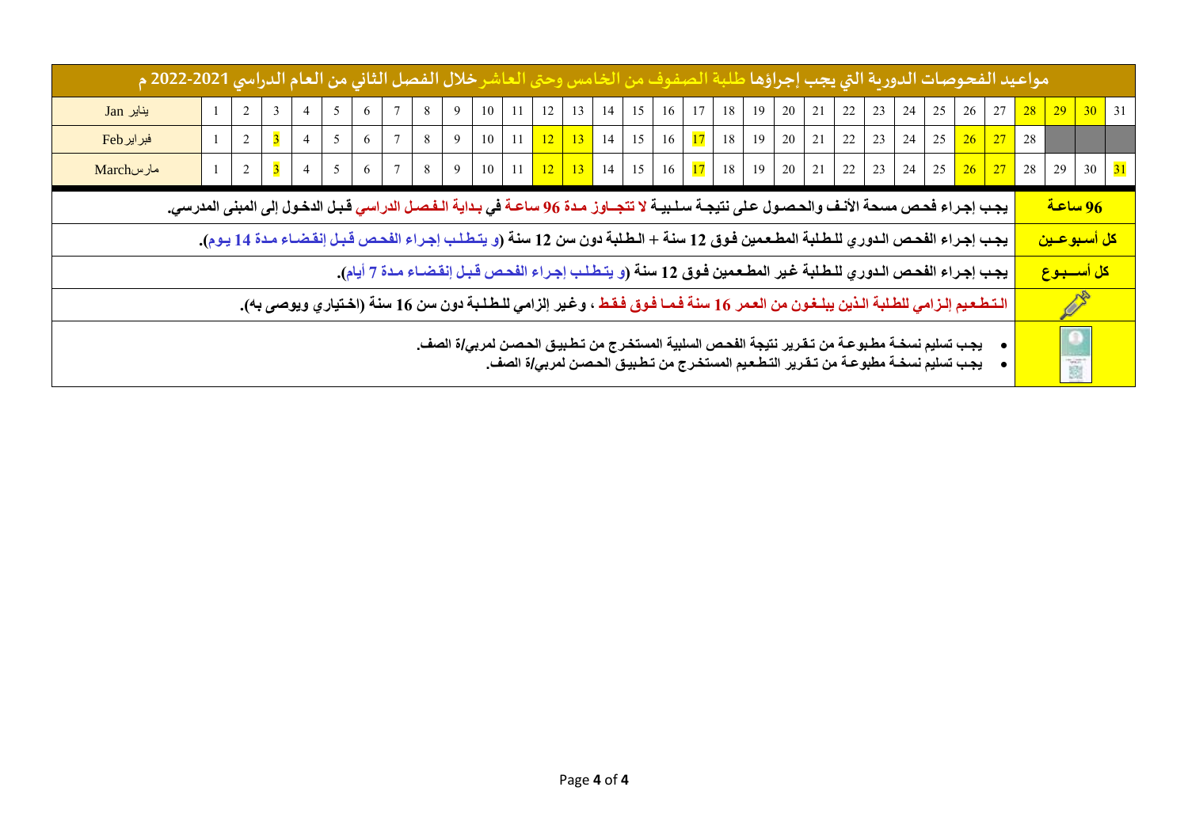## مواعيد الفحوصات الدورية التي يجب إجراؤها طلبة الصفوف من الخامس وحتى العاشر خلال الفصل الثاني من العام الدراسي 2021-2022 م

| | | | | | | | | | | | | | | | | | | | | | | | | | | | | | | | |
|---|---|---|---|---|---|---|---|---|---|---|---|---|---|---|---|---|---|---|---|---|---|---|---|---|---|---|---|---|---|---|---|
| يناير Jan | 1 | 2 | 3 | 4 | 5 | 6 | 7 | 8 | 9 | 10 | 11 | 12 | 13 | 14 | 15 | 16 | 17 | 18 | 19 | 20 | 21 | 22 | 23 | 24 | 25 | 26 | 27 | 28 | 29 | 30 | 31 |
| فبراير Feb | 1 | 2 | 3 | 4 | 5 | 6 | 7 | 8 | 9 | 10 | 11 | 12 | 13 | 14 | 15 | 16 | 17 | 18 | 19 | 20 | 21 | 22 | 23 | 24 | 25 | 26 | 27 | 28 | | | |
| مارس March | 1 | 2 | 3 | 4 | 5 | 6 | 7 | 8 | 9 | 10 | 11 | 12 | 13 | 14 | 15 | 16 | 17 | 18 | 19 | 20 | 21 | 22 | 23 | 24 | 25 | 26 | 27 | 28 | 29 | 30 | 31 |

| | |
|---|---|
| **96 ساعة** | **يجب إجراء فحص مسحة الأنف والحصول على نتيجة سلبية لا تتجاوز مدة 96 ساعة في بداية الفصل الدراسي قبل الدخول إلى المبنى المدرسي.** |
| **كل أسبوعين** | **يجب إجراء الفحص الدوري للطلبة المطعمين فوق 12 سنة + الطلبة دون سن 12 سنة (و يتطلب إجراء الفحص قبل إنقضاء مدة 14 يوم).** |
| **كل أسبوع** | **يجب إجراء الفحص الدوري للطلبة غير المطعمين فوق 12 سنة (و يتطلب إجراء الفحص قبل إنقضاء مدة 7 أيام).** |
| | **التطعيم إلزامي للطلبة الذين يبلغون من العمر 16 سنة فما فوق فقط ، وغير إلزامي للطلبة دون سن 16 سنة (اختياري ويوصى به).** |
| | • يجب تسليم نسخة مطبوعة من تقرير نتيجة الفحص السلبية المستخرج من تطبيق الحصن لمربي/ة الصف. <br> • يجب تسليم نسخة مطبوعة من تقرير التطعيم المستخرج من تطبيق الحصن لمربي/ة الصف. |